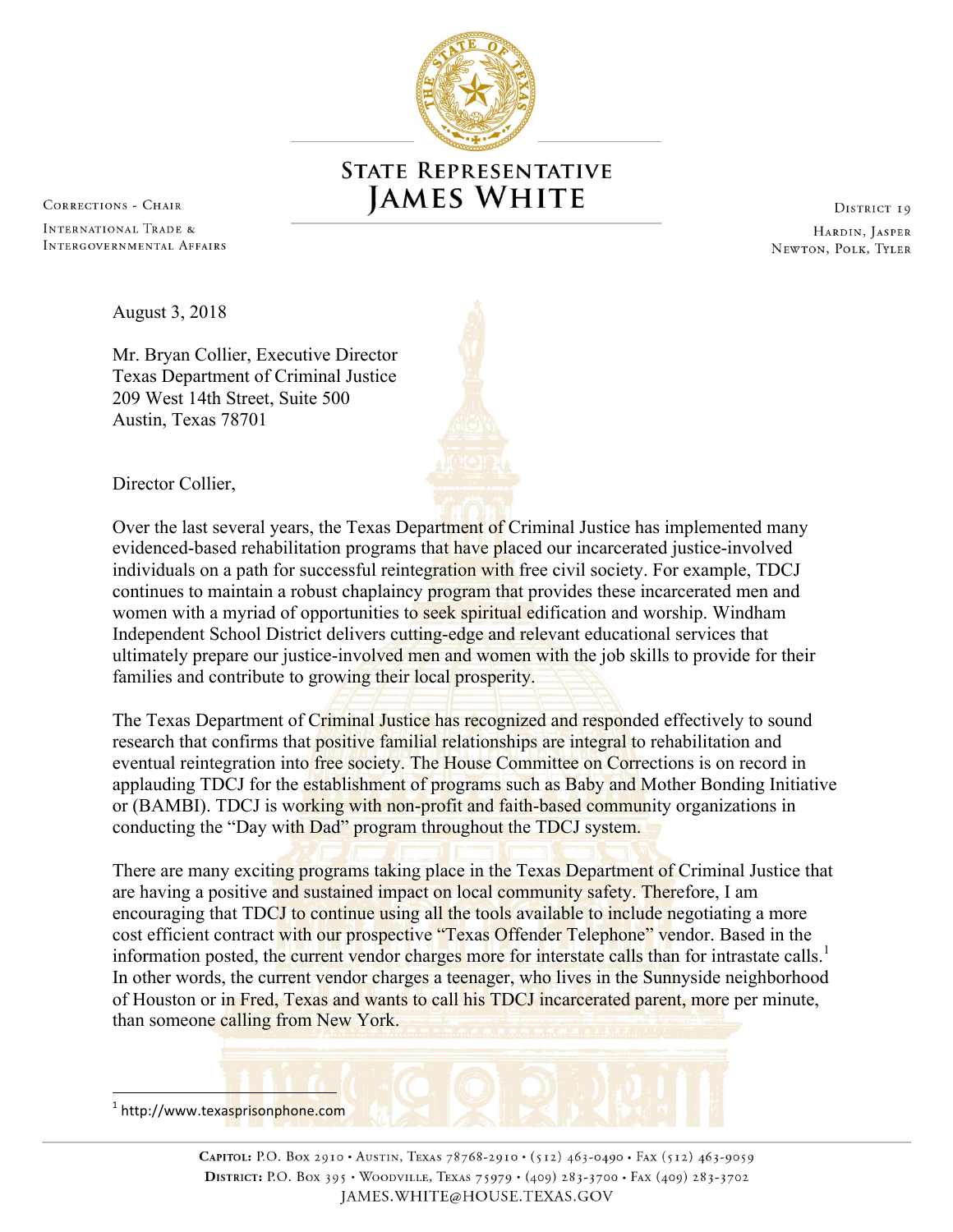# State Representative James White

Corrections - Chair
International Trade & Intergovernmental Affairs

District 19
Hardin, Jasper
Newton, Polk, Tyler

August 3, 2018

Mr. Bryan Collier, Executive Director
Texas Department of Criminal Justice
209 West 14th Street, Suite 500
Austin, Texas 78701

Director Collier,

Over the last several years, the Texas Department of Criminal Justice has implemented many evidenced-based rehabilitation programs that have placed our incarcerated justice-involved individuals on a path for successful reintegration with free civil society. For example, TDCJ continues to maintain a robust chaplaincy program that provides these incarcerated men and women with a myriad of opportunities to seek spiritual edification and worship. Windham Independent School District delivers cutting-edge and relevant educational services that ultimately prepare our justice-involved men and women with the job skills to provide for their families and contribute to growing their local prosperity.

The Texas Department of Criminal Justice has recognized and responded effectively to sound research that confirms that positive familial relationships are integral to rehabilitation and eventual reintegration into free society. The House Committee on Corrections is on record in applauding TDCJ for the establishment of programs such as Baby and Mother Bonding Initiative or (BAMBI). TDCJ is working with non-profit and faith-based community organizations in conducting the "Day with Dad" program throughout the TDCJ system.

There are many exciting programs taking place in the Texas Department of Criminal Justice that are having a positive and sustained impact on local community safety. Therefore, I am encouraging that TDCJ to continue using all the tools available to include negotiating a more cost efficient contract with our prospective "Texas Offender Telephone" vendor. Based in the information posted, the current vendor charges more for interstate calls than for intrastate calls.[1] In other words, the current vendor charges a teenager, who lives in the Sunnyside neighborhood of Houston or in Fred, Texas and wants to call his TDCJ incarcerated parent, more per minute, than someone calling from New York.

[1] http://www.texasprisonphone.com

**Capitol:** P.O. Box 2910 • Austin, Texas 78768-2910 • (512) 463-0490 • Fax (512) 463-9059
**District:** P.O. Box 395 • Woodville, Texas 75979 • (409) 283-3700 • Fax (409) 283-3702
JAMES.WHITE@HOUSE.TEXAS.GOV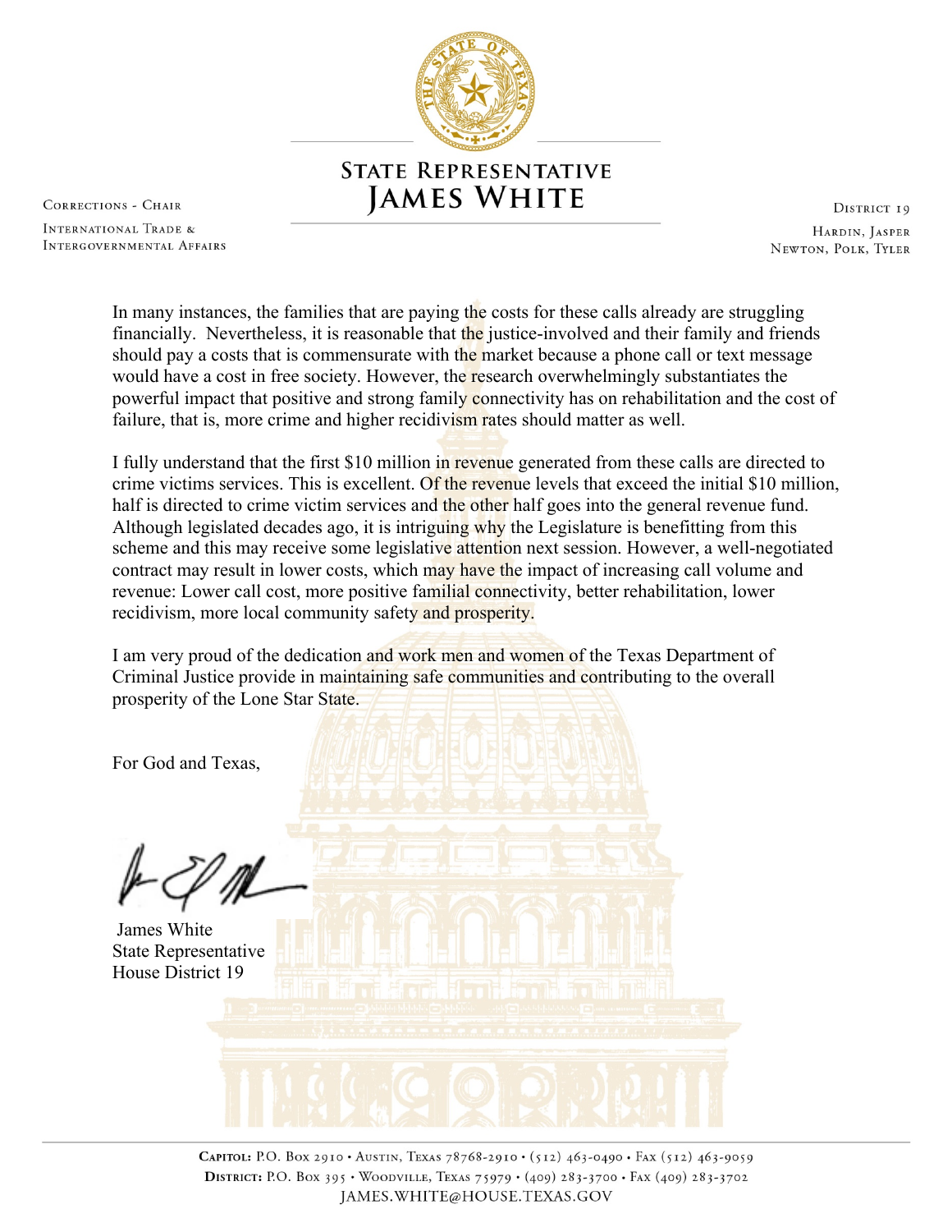STATE REPRESENTATIVE
JAMES WHITE

CORRECTIONS - CHAIR
INTERNATIONAL TRADE & INTERGOVERNMENTAL AFFAIRS

DISTRICT 19
HARDIN, JASPER
NEWTON, POLK, TYLER

In many instances, the families that are paying the costs for these calls already are struggling financially. Nevertheless, it is reasonable that the justice-involved and their family and friends should pay a costs that is commensurate with the market because a phone call or text message would have a cost in free society. However, the research overwhelmingly substantiates the powerful impact that positive and strong family connectivity has on rehabilitation and the cost of failure, that is, more crime and higher recidivism rates should matter as well.

I fully understand that the first $10 million in revenue generated from these calls are directed to crime victims services. This is excellent. Of the revenue levels that exceed the initial $10 million, half is directed to crime victim services and the other half goes into the general revenue fund. Although legislated decades ago, it is intriguing why the Legislature is benefitting from this scheme and this may receive some legislative attention next session. However, a well-negotiated contract may result in lower costs, which may have the impact of increasing call volume and revenue: Lower call cost, more positive familial connectivity, better rehabilitation, lower recidivism, more local community safety and prosperity.

I am very proud of the dedication and work men and women of the Texas Department of Criminal Justice provide in maintaining safe communities and contributing to the overall prosperity of the Lone Star State.

For God and Texas,

James White
State Representative
House District 19

CAPITOL: P.O. Box 2910 • Austin, Texas 78768-2910 • (512) 463-0490 • Fax (512) 463-9059
DISTRICT: P.O. Box 395 • Woodville, Texas 75979 • (409) 283-3700 • Fax (409) 283-3702
JAMES.WHITE@HOUSE.TEXAS.GOV